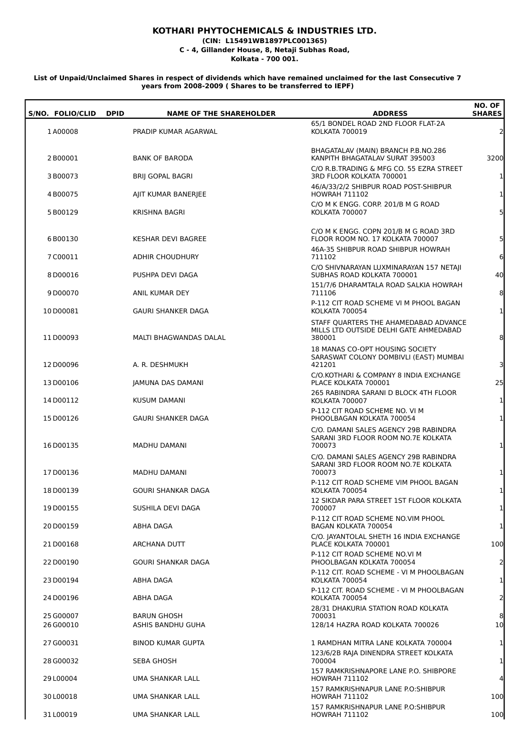**KOTHARI PHYTOCHEMICALS & INDUSTRIES LTD.**
**(CIN: L15491WB1897PLC001365)**
**C - 4, Gillander House, 8, Netaji Subhas Road,**
**Kolkata - 700 001.**

**List of Unpaid/Unclaimed Shares in respect of dividends which have remained unclaimed for the last Consecutive 7 years from 2008-2009 ( Shares to be transferred to IEPF)**

| S/NO. | FOLIO/CLID | DPID | NAME OF THE SHAREHOLDER | ADDRESS | NO. OF SHARES |
|---|---|---|---|---|---|
| 1 | A00008 | | PRADIP KUMAR AGARWAL | 65/1 BONDEL ROAD 2ND FLOOR FLAT-2A KOLKATA 700019 | 2 |
| 2 | B00001 | | BANK OF BARODA | BHAGATALAV (MAIN) BRANCH P.B.NO.286 KANPITH BHAGATALAV SURAT 395003 | 3200 |
| 3 | B00073 | | BRIJ GOPAL BAGRI | C/O R.B.TRADING & MFG CO. 55 EZRA STREET 3RD FLOOR KOLKATA 700001 | 1 |
| 4 | B00075 | | AJIT KUMAR BANERJEE | 46/A/33/2/2 SHIBPUR ROAD POST-SHIBPUR HOWRAH 711102 | 1 |
| 5 | B00129 | | KRISHNA BAGRI | C/O M K ENGG. CORP. 201/B M G ROAD KOLKATA 700007 | 5 |
| 6 | B00130 | | KESHAR DEVI BAGREE | C/O M K ENGG. COPN 201/B M G ROAD 3RD FLOOR ROOM NO. 17 KOLKATA 700007 | 5 |
| 7 | C00011 | | ADHIR CHOUDHURY | 46A-35 SHIBPUR ROAD SHIBPUR HOWRAH 711102 | 6 |
| 8 | D00016 | | PUSHPA DEVI DAGA | C/O SHIVNARAYAN LUXMINARAYAN 157 NETAJI SUBHAS ROAD KOLKATA 700001 | 40 |
| 9 | D00070 | | ANIL KUMAR DEY | 151/7/6 DHARAMTALA ROAD SALKIA HOWRAH 711106 | 8 |
| 10 | D00081 | | GAURI SHANKER DAGA | P-112 CIT ROAD SCHEME VI M PHOOL BAGAN KOLKATA 700054 | 1 |
| 11 | D00093 | | MALTI BHAGWANDAS DALAL | STAFF QUARTERS THE AHAMEDABAD ADVANCE MILLS LTD OUTSIDE DELHI GATE AHMEDABAD 380001 | 8 |
| 12 | D00096 | | A. R. DESHMUKH | 18 MANAS CO-OPT HOUSING SOCIETY SARASWAT COLONY DOMBIVLI (EAST) MUMBAI 421201 | 3 |
| 13 | D00106 | | JAMUNA DAS DAMANI | C/O.KOTHARI & COMPANY 8 INDIA EXCHANGE PLACE KOLKATA 700001 | 25 |
| 14 | D00112 | | KUSUM DAMANI | 265 RABINDRA SARANI D BLOCK 4TH FLOOR KOLKATA 700007 | 1 |
| 15 | D00126 | | GAURI SHANKER DAGA | P-112 CIT ROAD SCHEME NO. VI M PHOOLBAGAN KOLKATA 700054 | 1 |
| 16 | D00135 | | MADHU DAMANI | C/O. DAMANI SALES AGENCY 29B RABINDRA SARANI 3RD FLOOR ROOM NO.7E KOLKATA 700073 | 1 |
| 17 | D00136 | | MADHU DAMANI | C/O. DAMANI SALES AGENCY 29B RABINDRA SARANI 3RD FLOOR ROOM NO.7E KOLKATA 700073 | 1 |
| 18 | D00139 | | GOURI SHANKAR DAGA | P-112 CIT ROAD SCHEME VIM PHOOL BAGAN KOLKATA 700054 | 1 |
| 19 | D00155 | | SUSHILA DEVI DAGA | 12 SIKDAR PARA STREET 1ST FLOOR KOLKATA 700007 | 1 |
| 20 | D00159 | | ABHA DAGA | P-112 CIT ROAD SCHEME NO.VIM PHOOL BAGAN KOLKATA 700054 | 1 |
| 21 | D00168 | | ARCHANA DUTT | C/O. JAYANTOLAL SHETH 16 INDIA EXCHANGE PLACE KOLKATA 700001 | 100 |
| 22 | D00190 | | GOURI SHANKAR DAGA | P-112 CIT ROAD SCHEME NO.VI M PHOOLBAGAN KOLKATA 700054 | 2 |
| 23 | D00194 | | ABHA DAGA | P-112 CIT. ROAD SCHEME - VI M PHOOLBAGAN KOLKATA 700054 | 1 |
| 24 | D00196 | | ABHA DAGA | P-112 CIT. ROAD SCHEME - VI M PHOOLBAGAN KOLKATA 700054 | 2 |
| 25 | G00007 | | BARUN GHOSH | 28/31 DHAKURIA STATION ROAD KOLKATA 700031 | 8 |
| 26 | G00010 | | ASHIS BANDHU GUHA | 128/14 HAZRA ROAD KOLKATA 700026 | 10 |
| 27 | G00031 | | BINOD KUMAR GUPTA | 1 RAMDHAN MITRA LANE KOLKATA 700004 | 1 |
| 28 | G00032 | | SEBA GHOSH | 123/6/2B RAJA DINENDRA STREET KOLKATA 700004 | 1 |
| 29 | L00004 | | UMA SHANKAR LALL | 157 RAMKRISHNAPORE LANE P.O. SHIBPORE HOWRAH 711102 | 4 |
| 30 | L00018 | | UMA SHANKAR LALL | 157 RAMKRISHNAPUR LANE P.O:SHIBPUR HOWRAH 711102 | 100 |
| 31 | L00019 | | UMA SHANKAR LALL | 157 RAMKRISHNAPUR LANE P.O:SHIBPUR HOWRAH 711102 | 100 |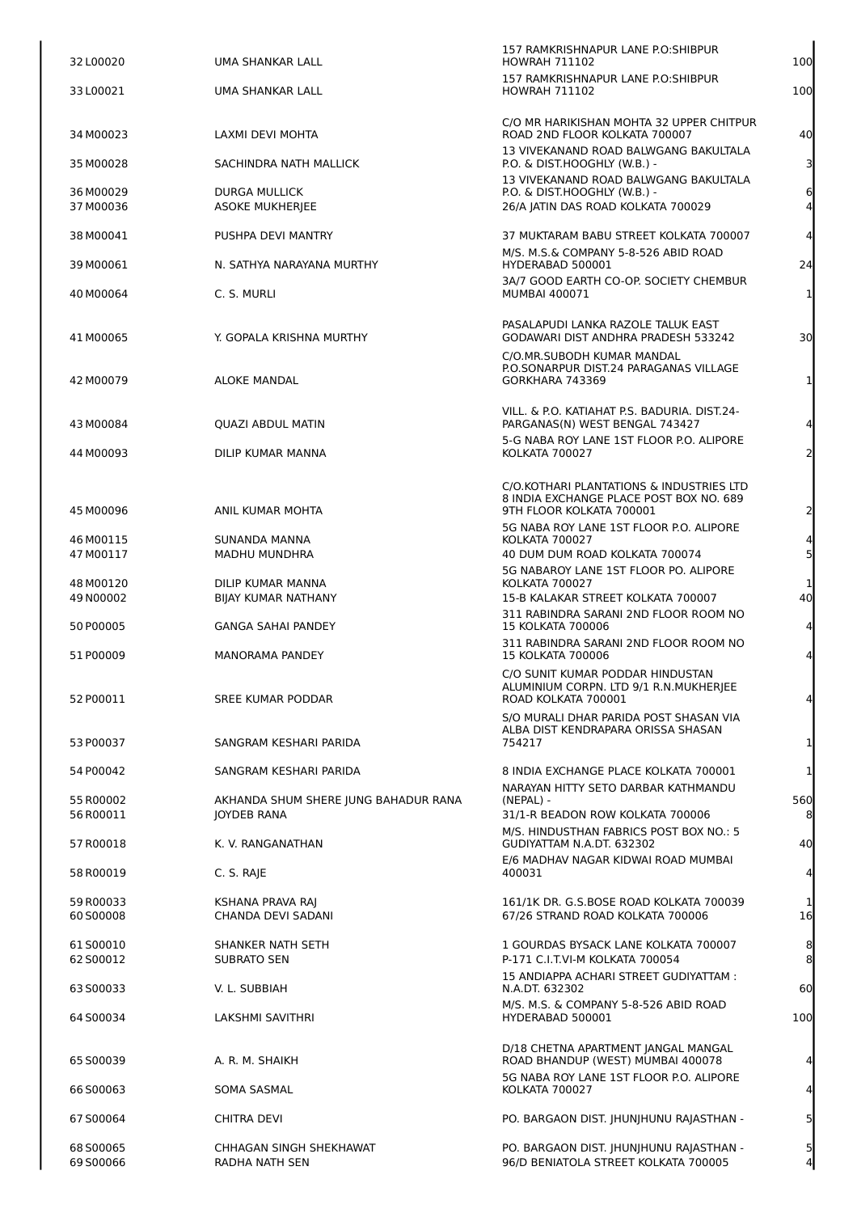| | | | | |
|---|---|---|---|---|
| 32 | L00020 | UMA SHANKAR LALL | 157 RAMKRISHNAPUR LANE P.O:SHIBPUR HOWRAH 711102 | 100 |
| 33 | L00021 | UMA SHANKAR LALL | 157 RAMKRISHNAPUR LANE P.O:SHIBPUR HOWRAH 711102 | 100 |
| 34 | M00023 | LAXMI DEVI MOHTA | C/O MR HARIKISHAN MOHTA 32 UPPER CHITPUR ROAD 2ND FLOOR KOLKATA 700007 | 40 |
| 35 | M00028 | SACHINDRA NATH MALLICK | 13 VIVEKANAND ROAD BALWGANG BAKULTALA P.O. & DIST.HOOGHLY (W.B.) - | 3 |
| 36 | M00029 | DURGA MULLICK | 13 VIVEKANAND ROAD BALWGANG BAKULTALA P.O. & DIST.HOOGHLY (W.B.) - | 6 |
| 37 | M00036 | ASOKE MUKHERJEE | 26/A JATIN DAS ROAD KOLKATA 700029 | 4 |
| 38 | M00041 | PUSHPA DEVI MANTRY | 37 MUKTARAM BABU STREET KOLKATA 700007 | 4 |
| 39 | M00061 | N. SATHYA NARAYANA MURTHY | M/S. M.S.& COMPANY 5-8-526 ABID ROAD HYDERABAD 500001 | 24 |
| 40 | M00064 | C. S. MURLI | 3A/7 GOOD EARTH CO-OP. SOCIETY CHEMBUR MUMBAI 400071 | 1 |
| 41 | M00065 | Y. GOPALA KRISHNA MURTHY | PASALAPUDI LANKA RAZOLE TALUK EAST GODAWARI DIST ANDHRA PRADESH 533242 | 30 |
| 42 | M00079 | ALOKE MANDAL | C/O.MR.SUBODH KUMAR MANDAL P.O.SONARPUR DIST.24 PARAGANAS VILLAGE GORKHARA 743369 | 1 |
| 43 | M00084 | QUAZI ABDUL MATIN | VILL. & P.O. KATIAHAT P.S. BADURIA. DIST.24-PARGANAS(N) WEST BENGAL 743427 | 4 |
| 44 | M00093 | DILIP KUMAR MANNA | 5-G NABA ROY LANE 1ST FLOOR P.O. ALIPORE KOLKATA 700027 | 2 |
| 45 | M00096 | ANIL KUMAR MOHTA | C/O.KOTHARI PLANTATIONS & INDUSTRIES LTD 8 INDIA EXCHANGE PLACE POST BOX NO. 689 9TH FLOOR KOLKATA 700001 | 2 |
| 46 | M00115 | SUNANDA MANNA | 5G NABA ROY LANE 1ST FLOOR P.O. ALIPORE KOLKATA 700027 | 4 |
| 47 | M00117 | MADHU MUNDHRA | 40 DUM DUM ROAD KOLKATA 700074 | 5 |
| 48 | M00120 | DILIP KUMAR MANNA | 5G NABAROY LANE 1ST FLOOR PO. ALIPORE KOLKATA 700027 | 1 |
| 49 | N00002 | BIJAY KUMAR NATHANY | 15-B KALAKAR STREET KOLKATA 700007 | 40 |
| 50 | P00005 | GANGA SAHAI PANDEY | 311 RABINDRA SARANI 2ND FLOOR ROOM NO 15 KOLKATA 700006 | 4 |
| 51 | P00009 | MANORAMA PANDEY | 311 RABINDRA SARANI 2ND FLOOR ROOM NO 15 KOLKATA 700006 | 4 |
| 52 | P00011 | SREE KUMAR PODDAR | C/O SUNIT KUMAR PODDAR HINDUSTAN ALUMINIUM CORPN. LTD 9/1 R.N.MUKHERJEE ROAD KOLKATA 700001 | 4 |
| 53 | P00037 | SANGRAM KESHARI PARIDA | S/O MURALI DHAR PARIDA POST SHASAN VIA ALBA DIST KENDRAPARA ORISSA SHASAN 754217 | 1 |
| 54 | P00042 | SANGRAM KESHARI PARIDA | 8 INDIA EXCHANGE PLACE KOLKATA 700001 | 1 |
| 55 | R00002 | AKHANDA SHUM SHERE JUNG BAHADUR RANA | NARAYAN HITTY SETO DARBAR KATHMANDU (NEPAL) - | 560 |
| 56 | R00011 | JOYDEB RANA | 31/1-R BEADON ROW KOLKATA 700006 | 8 |
| 57 | R00018 | K. V. RANGANATHAN | M/S. HINDUSTHAN FABRICS POST BOX NO.: 5 GUDIYATTAM N.A.DT. 632302 | 40 |
| 58 | R00019 | C. S. RAJE | E/6 MADHAV NAGAR KIDWAI ROAD MUMBAI 400031 | 4 |
| 59 | R00033 | KSHANA PRAVA RAJ | 161/1K DR. G.S.BOSE ROAD KOLKATA 700039 | 1 |
| 60 | S00008 | CHANDA DEVI SADANI | 67/26 STRAND ROAD KOLKATA 700006 | 16 |
| 61 | S00010 | SHANKER NATH SETH | 1 GOURDAS BYSACK LANE KOLKATA 700007 | 8 |
| 62 | S00012 | SUBRATO SEN | P-171 C.I.T.VI-M KOLKATA 700054 | 8 |
| 63 | S00033 | V. L. SUBBIAH | 15 ANDIAPPA ACHARI STREET GUDIYATTAM : N.A.DT. 632302 | 60 |
| 64 | S00034 | LAKSHMI SAVITHRI | M/S. M.S. & COMPANY 5-8-526 ABID ROAD HYDERABAD 500001 | 100 |
| 65 | S00039 | A. R. M. SHAIKH | D/18 CHETNA APARTMENT JANGAL MANGAL ROAD BHANDUP (WEST) MUMBAI 400078 | 4 |
| 66 | S00063 | SOMA SASMAL | 5G NABA ROY LANE 1ST FLOOR P.O. ALIPORE KOLKATA 700027 | 4 |
| 67 | S00064 | CHITRA DEVI | PO. BARGAON DIST. JHUNJHUNU RAJASTHAN - | 5 |
| 68 | S00065 | CHHAGAN SINGH SHEKHAWAT | PO. BARGAON DIST. JHUNJHUNU RAJASTHAN - | 5 |
| 69 | S00066 | RADHA NATH SEN | 96/D BENIATOLA STREET KOLKATA 700005 | 4 |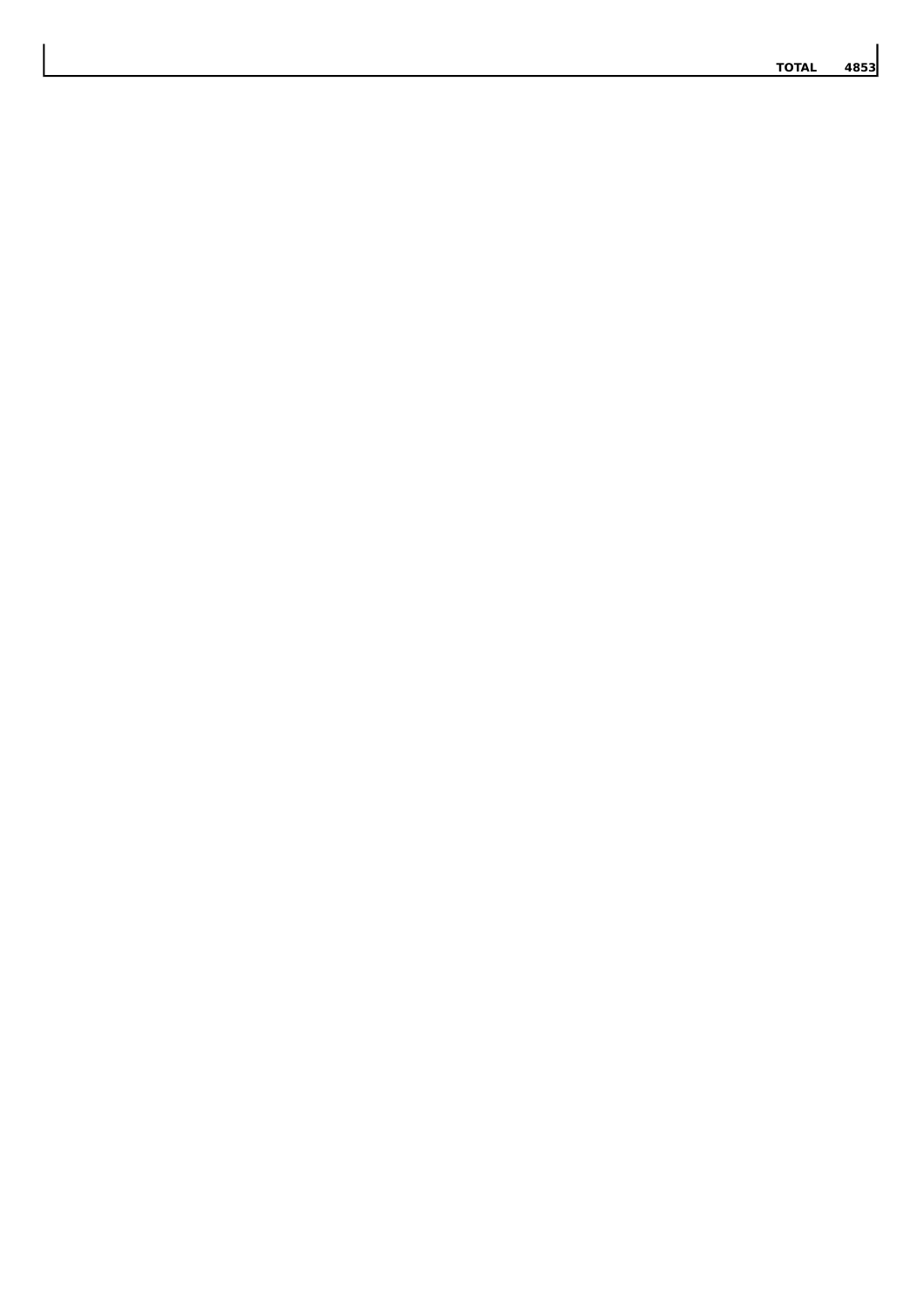| | | |
|---|---|---|
| | **TOTAL** | **4853** |